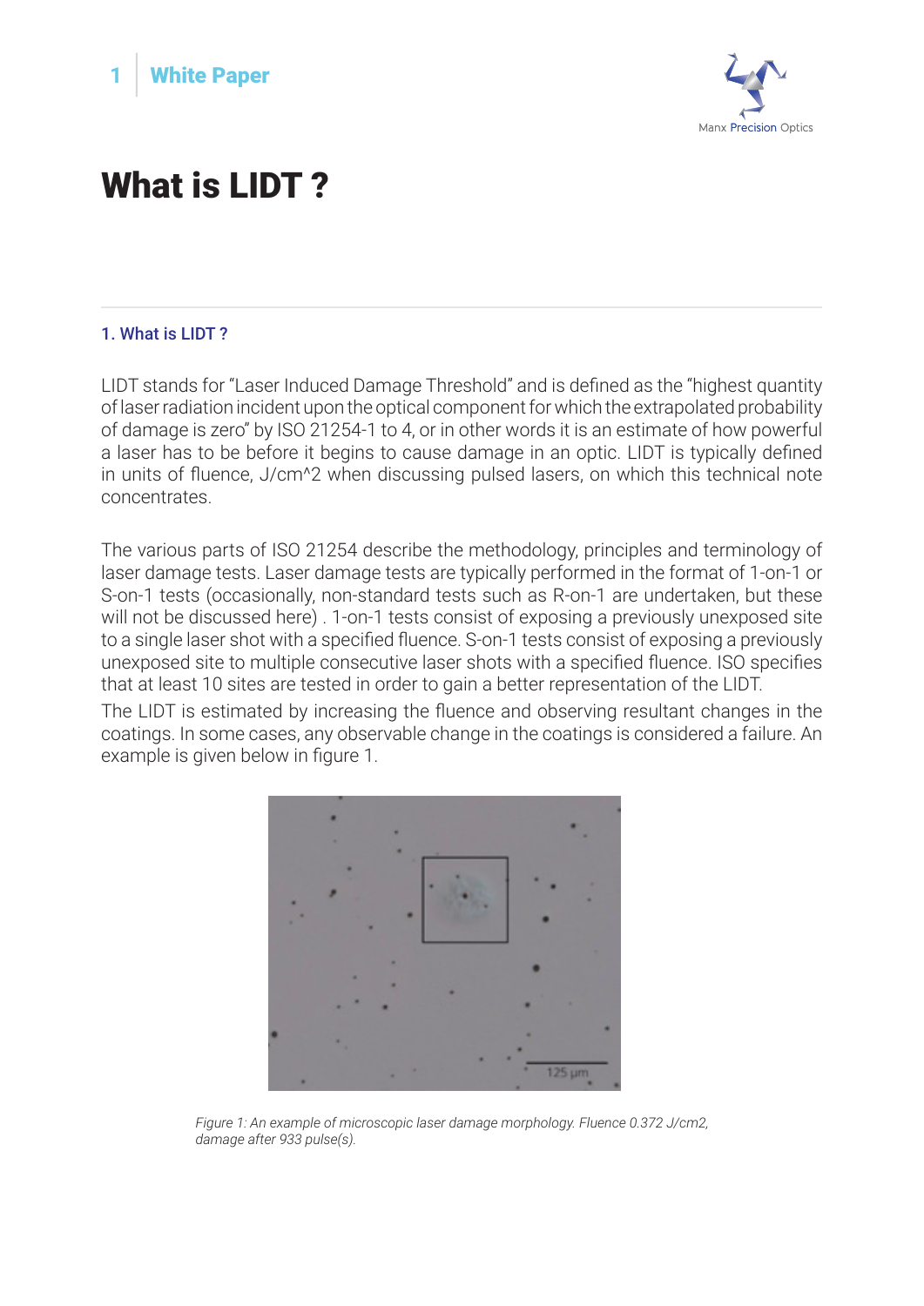# What is LIDT ?

## 1. What is LIDT ?

LIDT stands for "Laser Induced Damage Threshold" and is defined as the "highest quantity of laser radiation incident upon the optical component for which the extrapolated probability of damage is zero" by ISO 21254-1 to 4, or in other words it is an estimate of how powerful a laser has to be before it begins to cause damage in an optic. LIDT is typically defined in units of fluence, J/cm^2 when discussing pulsed lasers, on which this technical note concentrates.

The various parts of ISO 21254 describe the methodology, principles and terminology of laser damage tests. Laser damage tests are typically performed in the format of 1-on-1 or S-on-1 tests (occasionally, non-standard tests such as R-on-1 are undertaken, but these will not be discussed here) . 1-on-1 tests consist of exposing a previously unexposed site to a single laser shot with a specified fluence. S-on-1 tests consist of exposing a previously unexposed site to multiple consecutive laser shots with a specified fluence. ISO specifies that at least 10 sites are tested in order to gain a better representation of the LIDT.

The LIDT is estimated by increasing the fluence and observing resultant changes in the coatings. In some cases, any observable change in the coatings is considered a failure. An example is given below in figure 1.

*Figure 1: An example of microscopic laser damage morphology. Fluence 0.372 J/cm2, damage after 933 pulse(s).*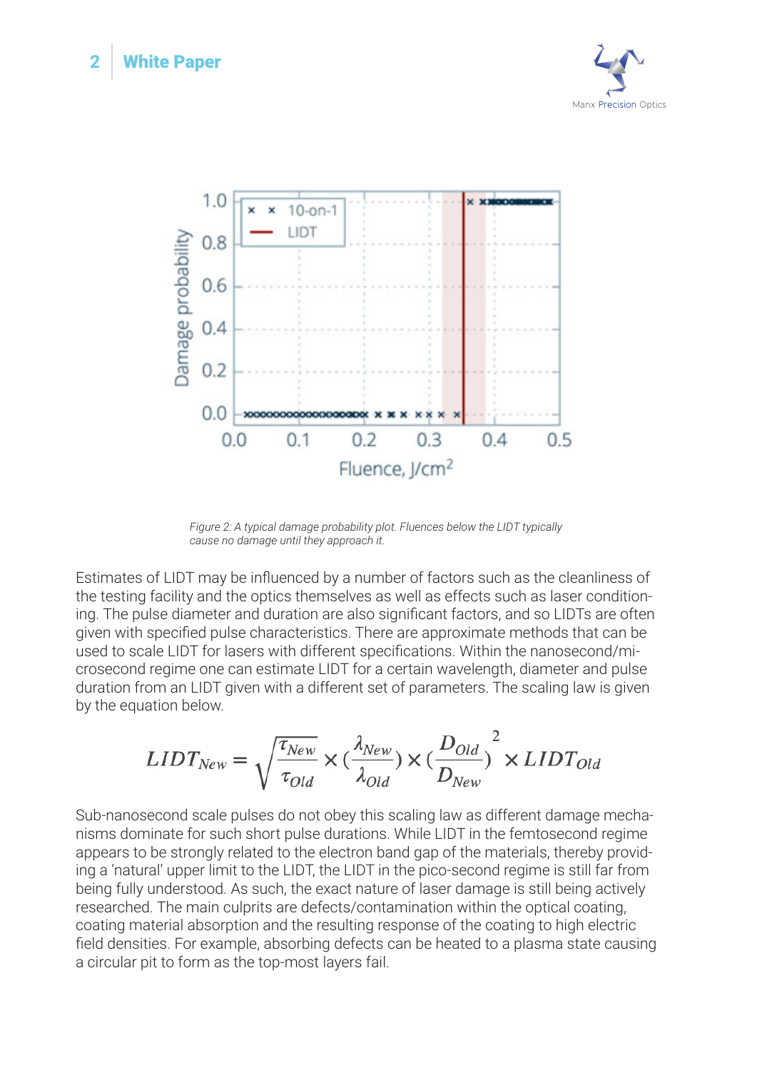*Figure 2: A typical damage probability plot. Fluences below the LIDT typically cause no damage until they approach it.*

Estimates of LIDT may be influenced by a number of factors such as the cleanliness of the testing facility and the optics themselves as well as effects such as laser conditioning. The pulse diameter and duration are also significant factors, and so LIDTs are often given with specified pulse characteristics. There are approximate methods that can be used to scale LIDT for lasers with different specifications. Within the nanosecond/microsecond regime one can estimate LIDT for a certain wavelength, diameter and pulse duration from an LIDT given with a different set of parameters. The scaling law is given by the equation below.

$$LIDT_{New} = \sqrt{\frac{\tau_{New}}{\tau_{Old}}} \times \left(\frac{\lambda_{New}}{\lambda_{Old}}\right) \times \left(\frac{D_{Old}}{D_{New}}\right)^2 \times LIDT_{Old}$$

Sub-nanosecond scale pulses do not obey this scaling law as different damage mechanisms dominate for such short pulse durations. While LIDT in the femtosecond regime appears to be strongly related to the electron band gap of the materials, thereby providing a 'natural' upper limit to the LIDT, the LIDT in the pico-second regime is still far from being fully understood. As such, the exact nature of laser damage is still being actively researched. The main culprits are defects/contamination within the optical coating, coating material absorption and the resulting response of the coating to high electric field densities. For example, absorbing defects can be heated to a plasma state causing a circular pit to form as the top-most layers fail.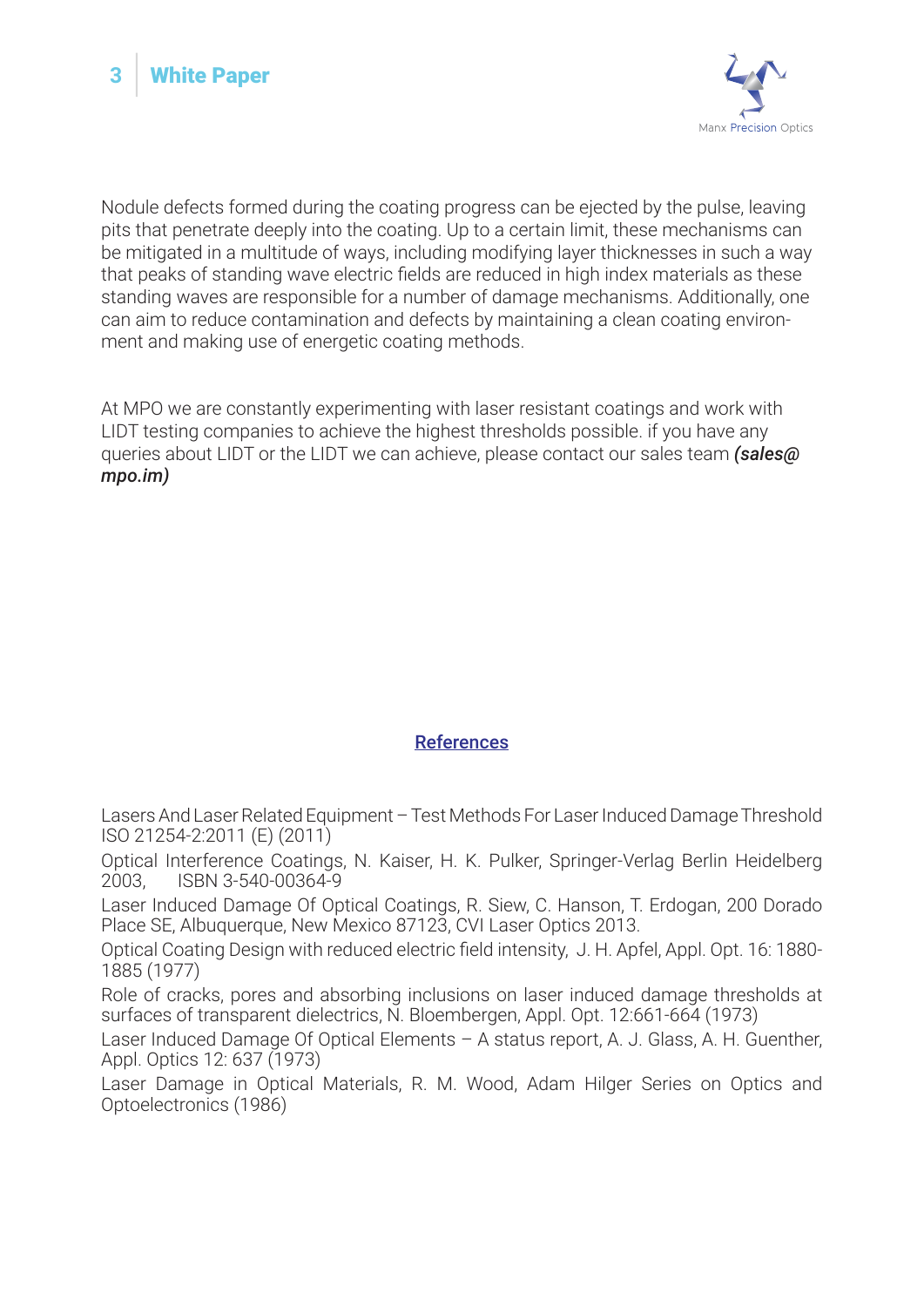Nodule defects formed during the coating progress can be ejected by the pulse, leaving pits that penetrate deeply into the coating. Up to a certain limit, these mechanisms can be mitigated in a multitude of ways, including modifying layer thicknesses in such a way that peaks of standing wave electric fields are reduced in high index materials as these standing waves are responsible for a number of damage mechanisms. Additionally, one can aim to reduce contamination and defects by maintaining a clean coating environment and making use of energetic coating methods.

At MPO we are constantly experimenting with laser resistant coatings and work with LIDT testing companies to achieve the highest thresholds possible. if you have any queries about LIDT or the LIDT we can achieve, please contact our sales team ***(sales@mpo.im)***

## References

Lasers And Laser Related Equipment – Test Methods For Laser Induced Damage Threshold ISO 21254-2:2011 (E) (2011)

Optical Interference Coatings, N. Kaiser, H. K. Pulker, Springer-Verlag Berlin Heidelberg 2003, ISBN 3-540-00364-9

Laser Induced Damage Of Optical Coatings, R. Siew, C. Hanson, T. Erdogan, 200 Dorado Place SE, Albuquerque, New Mexico 87123, CVI Laser Optics 2013.

Optical Coating Design with reduced electric field intensity, J. H. Apfel, Appl. Opt. 16: 1880-1885 (1977)

Role of cracks, pores and absorbing inclusions on laser induced damage thresholds at surfaces of transparent dielectrics, N. Bloembergen, Appl. Opt. 12:661-664 (1973)

Laser Induced Damage Of Optical Elements – A status report, A. J. Glass, A. H. Guenther, Appl. Optics 12: 637 (1973)

Laser Damage in Optical Materials, R. M. Wood, Adam Hilger Series on Optics and Optoelectronics (1986)